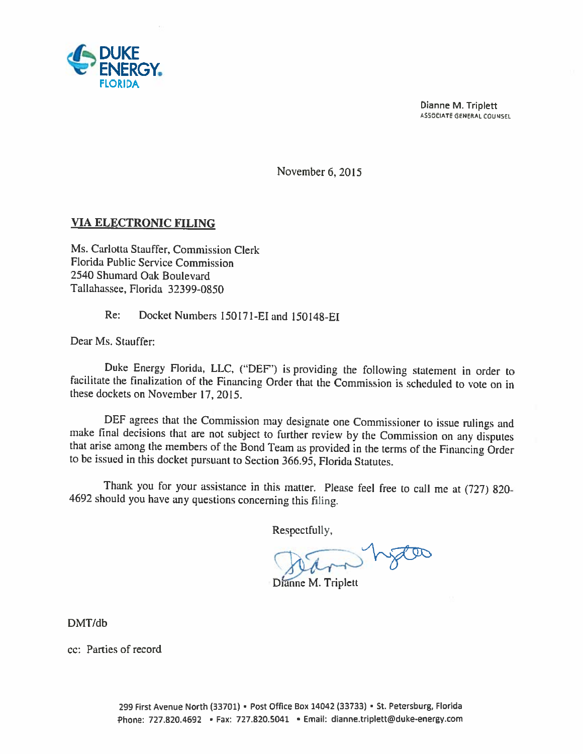DUKE ENERGY.
FLORIDA

Dianne M. Triplett
ASSOCIATE GENERAL COUNSEL

November 6, 2015

**VIA ELECTRONIC FILING**

Ms. Carlotta Stauffer, Commission Clerk
Florida Public Service Commission
2540 Shumard Oak Boulevard
Tallahassee, Florida 32399-0850

Re: Docket Numbers 150171-EI and 150148-EI

Dear Ms. Stauffer:

Duke Energy Florida, LLC, ("DEF") is providing the following statement in order to facilitate the finalization of the Financing Order that the Commission is scheduled to vote on in these dockets on November 17, 2015.

DEF agrees that the Commission may designate one Commissioner to issue rulings and make final decisions that are not subject to further review by the Commission on any disputes that arise among the members of the Bond Team as provided in the terms of the Financing Order to be issued in this docket pursuant to Section 366.95, Florida Statutes.

Thank you for your assistance in this matter. Please feel free to call me at (727) 820-4692 should you have any questions concerning this filing.

Respectfully,

Dianne M. Triplett

DMT/db

cc: Parties of record

299 First Avenue North (33701) • Post Office Box 14042 (33733) • St. Petersburg, Florida
Phone: 727.820.4692 • Fax: 727.820.5041 • Email: dianne.triplett@duke-energy.com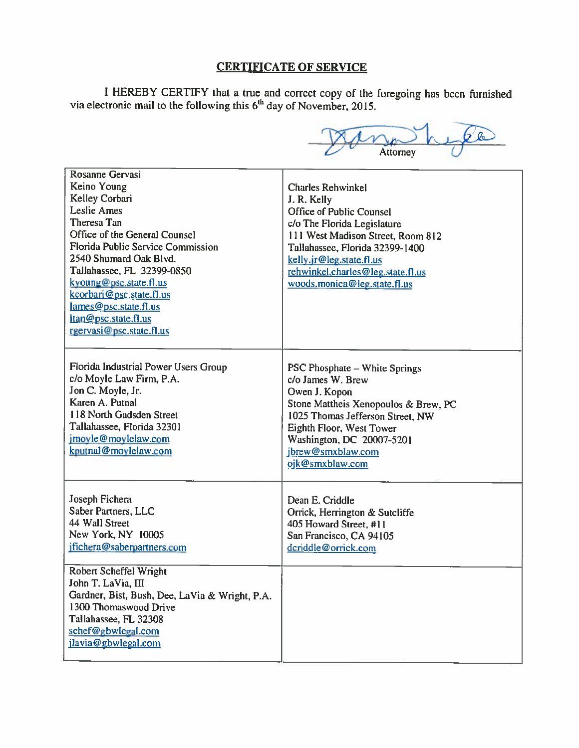## CERTIFICATE OF SERVICE

I HEREBY CERTIFY that a true and correct copy of the foregoing has been furnished via electronic mail to the following this 6th day of November, 2015.

Attorney

| | |
|---|---|
| Rosanne Gervasi<br>Keino Young<br>Kelley Corbari<br>Leslie Ames<br>Theresa Tan<br>Office of the General Counsel<br>Florida Public Service Commission<br>2540 Shumard Oak Blvd.<br>Tallahassee, FL 32399-0850<br>kyoung@psc.state.fl.us<br>kcorbari@psc.state.fl.us<br>lames@psc.state.fl.us<br>ltan@psc.state.fl.us<br>rgervasi@psc.state.fl.us | Charles Rehwinkel<br>J. R. Kelly<br>Office of Public Counsel<br>c/o The Florida Legislature<br>111 West Madison Street, Room 812<br>Tallahassee, Florida 32399-1400<br>kelly.jr@leg.state.fl.us<br>rehwinkel.charles@leg.state.fl.us<br>woods.monica@leg.state.fl.us |
| Florida Industrial Power Users Group<br>c/o Moyle Law Firm, P.A.<br>Jon C. Moyle, Jr.<br>Karen A. Putnal<br>118 North Gadsden Street<br>Tallahassee, Florida 32301<br>jmoyle@moylelaw.com<br>kputnal@moylelaw.com | PSC Phosphate – White Springs<br>c/o James W. Brew<br>Owen J. Kopon<br>Stone Mattheis Xenopoulos & Brew, PC<br>1025 Thomas Jefferson Street, NW<br>Eighth Floor, West Tower<br>Washington, DC 20007-5201<br>jbrew@smxblaw.com<br>ojk@smxblaw.com |
| Joseph Fichera<br>Saber Partners, LLC<br>44 Wall Street<br>New York, NY 10005<br>jfichera@saberpartners.com | Dean E. Criddle<br>Orrick, Herrington & Sutcliffe<br>405 Howard Street, #11<br>San Francisco, CA 94105<br>dcriddle@orrick.com |
| Robert Scheffel Wright<br>John T. LaVia, III<br>Gardner, Bist, Bush, Dee, LaVia & Wright, P.A.<br>1300 Thomaswood Drive<br>Tallahassee, FL 32308<br>schef@gbwlegal.com<br>jlavia@gbwlegal.com | |